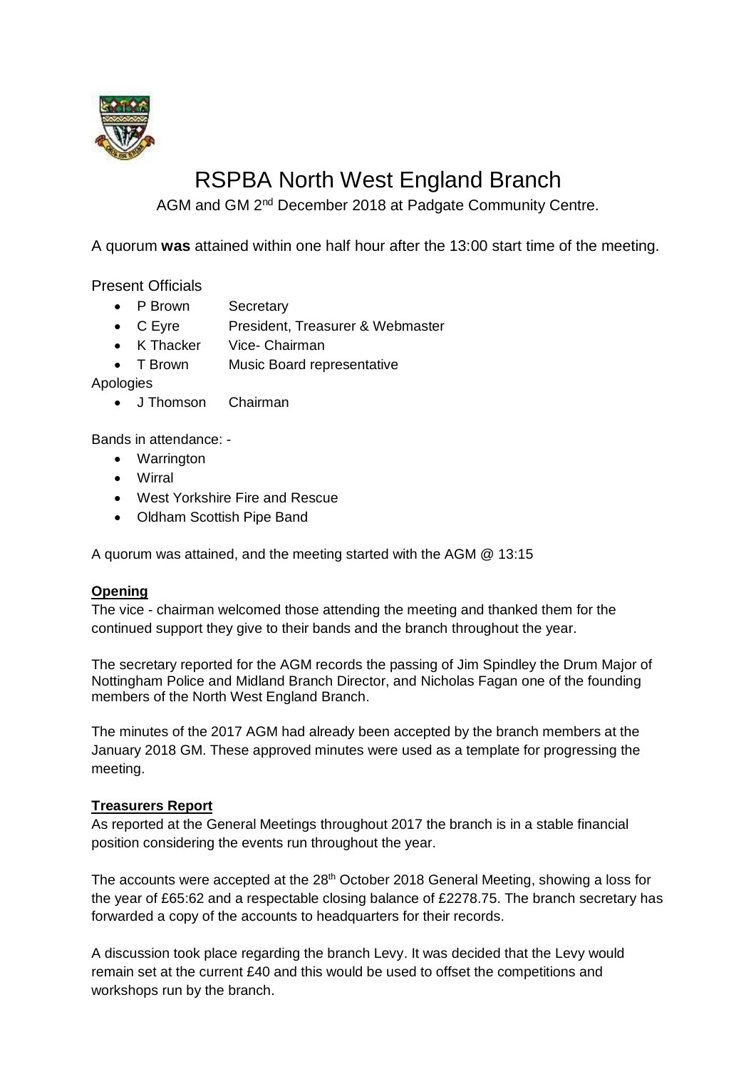# RSPBA North West England Branch

AGM and GM 2nd December 2018 at Padgate Community Centre.

A quorum **was** attained within one half hour after the 13:00 start time of the meeting.

Present Officials

- P Brown     Secretary
- C Eyre     President, Treasurer & Webmaster
- K Thacker     Vice- Chairman
- T Brown     Music Board representative

Apologies

- J Thomson     Chairman

Bands in attendance: -

- Warrington
- Wirral
- West Yorkshire Fire and Rescue
- Oldham Scottish Pipe Band

A quorum was attained, and the meeting started with the AGM @ 13:15

**Opening**

The vice - chairman welcomed those attending the meeting and thanked them for the continued support they give to their bands and the branch throughout the year.

The secretary reported for the AGM records the passing of Jim Spindley the Drum Major of Nottingham Police and Midland Branch Director, and Nicholas Fagan one of the founding members of the North West England Branch.

The minutes of the 2017 AGM had already been accepted by the branch members at the January 2018 GM. These approved minutes were used as a template for progressing the meeting.

**Treasurers Report**

As reported at the General Meetings throughout 2017 the branch is in a stable financial position considering the events run throughout the year.

The accounts were accepted at the 28th October 2018 General Meeting, showing a loss for the year of £65:62 and a respectable closing balance of £2278.75. The branch secretary has forwarded a copy of the accounts to headquarters for their records.

A discussion took place regarding the branch Levy. It was decided that the Levy would remain set at the current £40 and this would be used to offset the competitions and workshops run by the branch.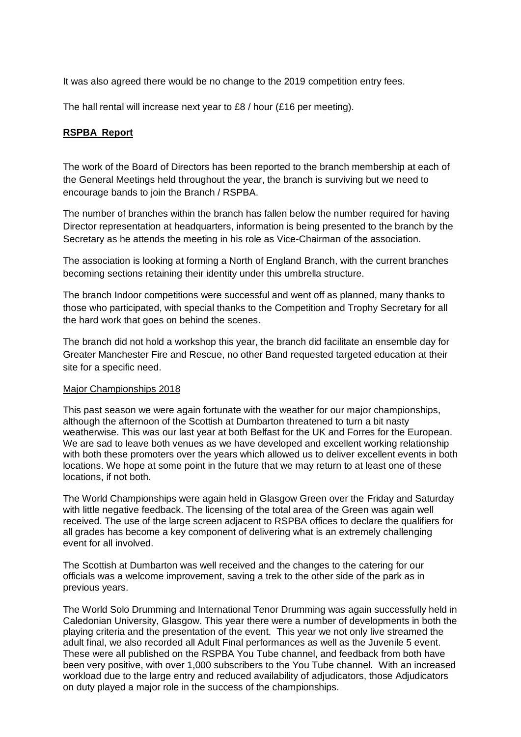It was also agreed there would be no change to the 2019 competition entry fees.

The hall rental will increase next year to £8 / hour (£16 per meeting).

**<u>RSPBA Report</u>**

The work of the Board of Directors has been reported to the branch membership at each of the General Meetings held throughout the year, the branch is surviving but we need to encourage bands to join the Branch / RSPBA.

The number of branches within the branch has fallen below the number required for having Director representation at headquarters, information is being presented to the branch by the Secretary as he attends the meeting in his role as Vice-Chairman of the association.

The association is looking at forming a North of England Branch, with the current branches becoming sections retaining their identity under this umbrella structure.

The branch Indoor competitions were successful and went off as planned, many thanks to those who participated, with special thanks to the Competition and Trophy Secretary for all the hard work that goes on behind the scenes.

The branch did not hold a workshop this year, the branch did facilitate an ensemble day for Greater Manchester Fire and Rescue, no other Band requested targeted education at their site for a specific need.

<u>Major Championships 2018</u>

This past season we were again fortunate with the weather for our major championships, although the afternoon of the Scottish at Dumbarton threatened to turn a bit nasty weatherwise. This was our last year at both Belfast for the UK and Forres for the European. We are sad to leave both venues as we have developed and excellent working relationship with both these promoters over the years which allowed us to deliver excellent events in both locations. We hope at some point in the future that we may return to at least one of these locations, if not both.

The World Championships were again held in Glasgow Green over the Friday and Saturday with little negative feedback. The licensing of the total area of the Green was again well received. The use of the large screen adjacent to RSPBA offices to declare the qualifiers for all grades has become a key component of delivering what is an extremely challenging event for all involved.

The Scottish at Dumbarton was well received and the changes to the catering for our officials was a welcome improvement, saving a trek to the other side of the park as in previous years.

The World Solo Drumming and International Tenor Drumming was again successfully held in Caledonian University, Glasgow. This year there were a number of developments in both the playing criteria and the presentation of the event. This year we not only live streamed the adult final, we also recorded all Adult Final performances as well as the Juvenile 5 event. These were all published on the RSPBA You Tube channel, and feedback from both have been very positive, with over 1,000 subscribers to the You Tube channel. With an increased workload due to the large entry and reduced availability of adjudicators, those Adjudicators on duty played a major role in the success of the championships.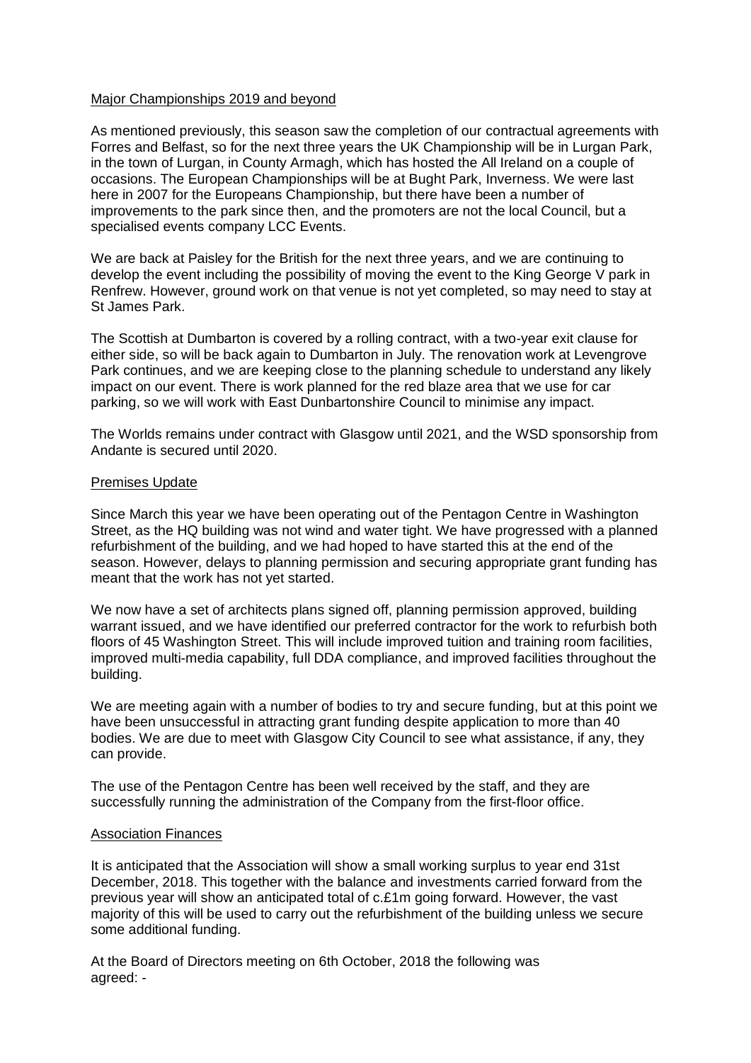## Major Championships 2019 and beyond

As mentioned previously, this season saw the completion of our contractual agreements with Forres and Belfast, so for the next three years the UK Championship will be in Lurgan Park, in the town of Lurgan, in County Armagh, which has hosted the All Ireland on a couple of occasions. The European Championships will be at Bught Park, Inverness. We were last here in 2007 for the Europeans Championship, but there have been a number of improvements to the park since then, and the promoters are not the local Council, but a specialised events company LCC Events.

We are back at Paisley for the British for the next three years, and we are continuing to develop the event including the possibility of moving the event to the King George V park in Renfrew. However, ground work on that venue is not yet completed, so may need to stay at St James Park.

The Scottish at Dumbarton is covered by a rolling contract, with a two-year exit clause for either side, so will be back again to Dumbarton in July. The renovation work at Levengrove Park continues, and we are keeping close to the planning schedule to understand any likely impact on our event. There is work planned for the red blaze area that we use for car parking, so we will work with East Dunbartonshire Council to minimise any impact.

The Worlds remains under contract with Glasgow until 2021, and the WSD sponsorship from Andante is secured until 2020.

## Premises Update

Since March this year we have been operating out of the Pentagon Centre in Washington Street, as the HQ building was not wind and water tight. We have progressed with a planned refurbishment of the building, and we had hoped to have started this at the end of the season. However, delays to planning permission and securing appropriate grant funding has meant that the work has not yet started.

We now have a set of architects plans signed off, planning permission approved, building warrant issued, and we have identified our preferred contractor for the work to refurbish both floors of 45 Washington Street. This will include improved tuition and training room facilities, improved multi-media capability, full DDA compliance, and improved facilities throughout the building.

We are meeting again with a number of bodies to try and secure funding, but at this point we have been unsuccessful in attracting grant funding despite application to more than 40 bodies. We are due to meet with Glasgow City Council to see what assistance, if any, they can provide.

The use of the Pentagon Centre has been well received by the staff, and they are successfully running the administration of the Company from the first-floor office.

## Association Finances

It is anticipated that the Association will show a small working surplus to year end 31st December, 2018. This together with the balance and investments carried forward from the previous year will show an anticipated total of c.£1m going forward. However, the vast majority of this will be used to carry out the refurbishment of the building unless we secure some additional funding.

At the Board of Directors meeting on 6th October, 2018 the following was agreed: -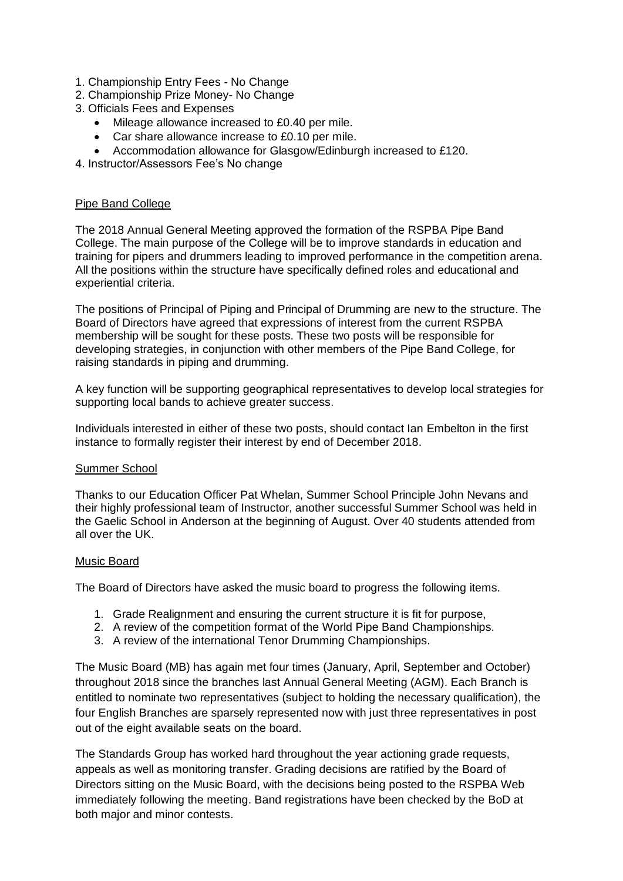1. Championship Entry Fees - No Change
2. Championship Prize Money- No Change
3. Officials Fees and Expenses
    - Mileage allowance increased to £0.40 per mile.
    - Car share allowance increase to £0.10 per mile.
    - Accommodation allowance for Glasgow/Edinburgh increased to £120.
4. Instructor/Assessors Fee's No change

<u>Pipe Band College</u>

The 2018 Annual General Meeting approved the formation of the RSPBA Pipe Band College. The main purpose of the College will be to improve standards in education and training for pipers and drummers leading to improved performance in the competition arena. All the positions within the structure have specifically defined roles and educational and experiential criteria.

The positions of Principal of Piping and Principal of Drumming are new to the structure. The Board of Directors have agreed that expressions of interest from the current RSPBA membership will be sought for these posts. These two posts will be responsible for developing strategies, in conjunction with other members of the Pipe Band College, for raising standards in piping and drumming.

A key function will be supporting geographical representatives to develop local strategies for supporting local bands to achieve greater success.

Individuals interested in either of these two posts, should contact Ian Embelton in the first instance to formally register their interest by end of December 2018.

<u>Summer School</u>

Thanks to our Education Officer Pat Whelan, Summer School Principle John Nevans and their highly professional team of Instructor, another successful Summer School was held in the Gaelic School in Anderson at the beginning of August. Over 40 students attended from all over the UK.

<u>Music Board</u>

The Board of Directors have asked the music board to progress the following items.

1. Grade Realignment and ensuring the current structure it is fit for purpose,
2. A review of the competition format of the World Pipe Band Championships.
3. A review of the international Tenor Drumming Championships.

The Music Board (MB) has again met four times (January, April, September and October) throughout 2018 since the branches last Annual General Meeting (AGM). Each Branch is entitled to nominate two representatives (subject to holding the necessary qualification), the four English Branches are sparsely represented now with just three representatives in post out of the eight available seats on the board.

The Standards Group has worked hard throughout the year actioning grade requests, appeals as well as monitoring transfer. Grading decisions are ratified by the Board of Directors sitting on the Music Board, with the decisions being posted to the RSPBA Web immediately following the meeting. Band registrations have been checked by the BoD at both major and minor contests.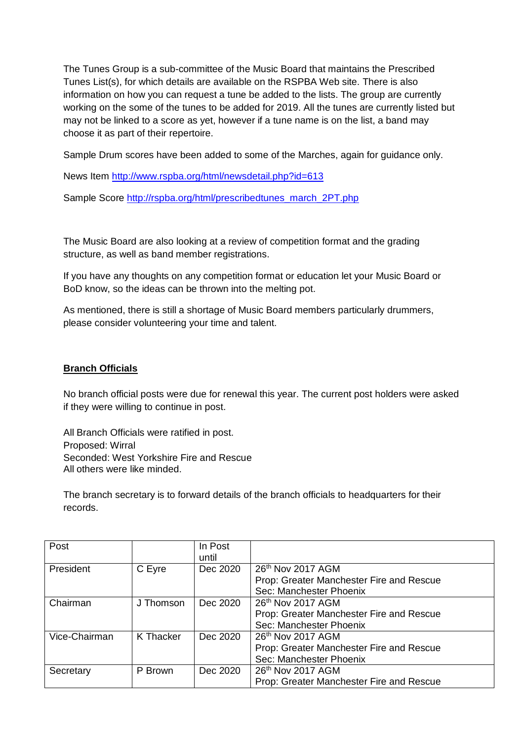The Tunes Group is a sub-committee of the Music Board that maintains the Prescribed Tunes List(s), for which details are available on the RSPBA Web site. There is also information on how you can request a tune be added to the lists. The group are currently working on the some of the tunes to be added for 2019. All the tunes are currently listed but may not be linked to a score as yet, however if a tune name is on the list, a band may choose it as part of their repertoire.

Sample Drum scores have been added to some of the Marches, again for guidance only.

News Item http://www.rspba.org/html/newsdetail.php?id=613

Sample Score http://rspba.org/html/prescribedtunes_march_2PT.php

The Music Board are also looking at a review of competition format and the grading structure, as well as band member registrations.

If you have any thoughts on any competition format or education let your Music Board or BoD know, so the ideas can be thrown into the melting pot.

As mentioned, there is still a shortage of Music Board members particularly drummers, please consider volunteering your time and talent.

## Branch Officials

No branch official posts were due for renewal this year. The current post holders were asked if they were willing to continue in post.

All Branch Officials were ratified in post.
Proposed: Wirral
Seconded: West Yorkshire Fire and Rescue
All others were like minded.

The branch secretary is to forward details of the branch officials to headquarters for their records.

| Post | | In Post until | |
|---|---|---|---|
| President | C Eyre | Dec 2020 | 26th Nov 2017 AGM<br>Prop: Greater Manchester Fire and Rescue<br>Sec: Manchester Phoenix |
| Chairman | J Thomson | Dec 2020 | 26th Nov 2017 AGM<br>Prop: Greater Manchester Fire and Rescue<br>Sec: Manchester Phoenix |
| Vice-Chairman | K Thacker | Dec 2020 | 26th Nov 2017 AGM<br>Prop: Greater Manchester Fire and Rescue<br>Sec: Manchester Phoenix |
| Secretary | P Brown | Dec 2020 | 26th Nov 2017 AGM<br>Prop: Greater Manchester Fire and Rescue |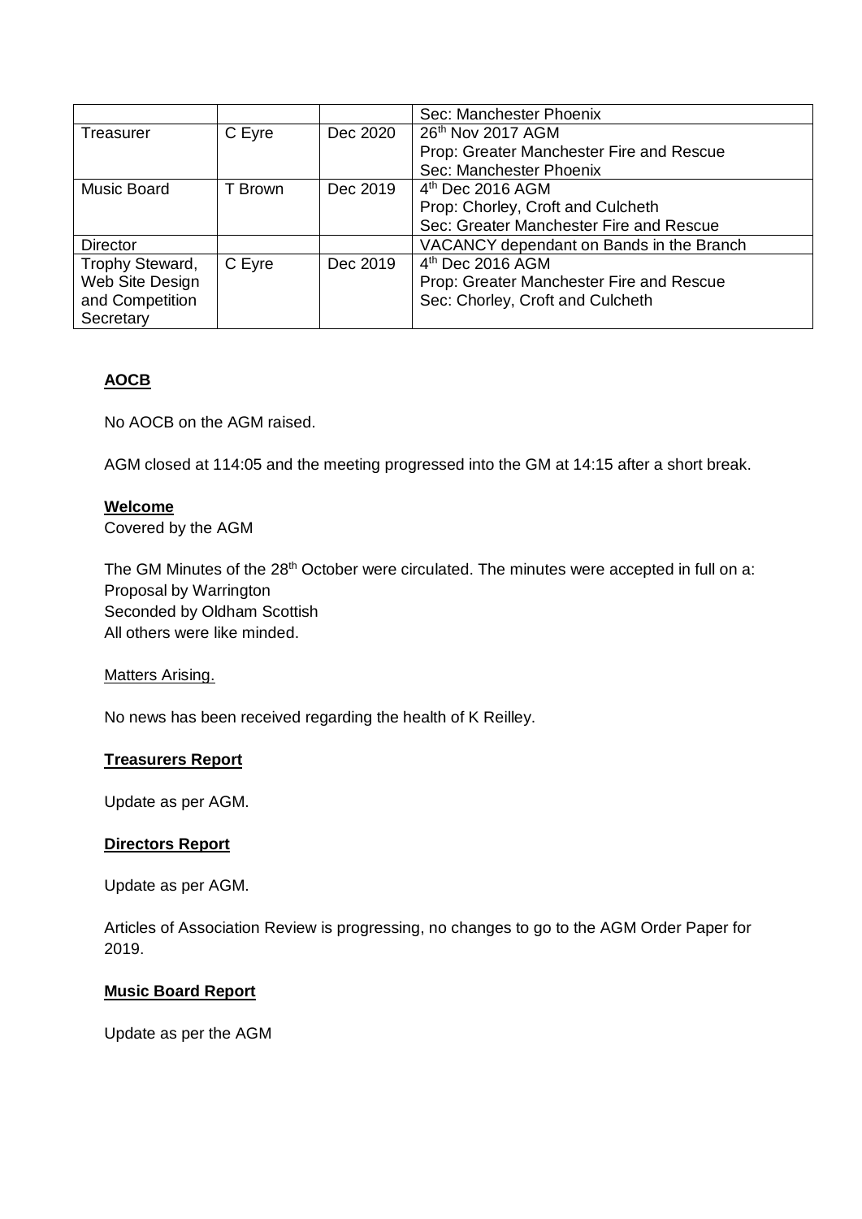| | | | Sec: Manchester Phoenix |
|---|---|---|---|
| Treasurer | C Eyre | Dec 2020 | 26th Nov 2017 AGM<br>Prop: Greater Manchester Fire and Rescue<br>Sec: Manchester Phoenix |
| Music Board | T Brown | Dec 2019 | 4th Dec 2016 AGM<br>Prop: Chorley, Croft and Culcheth<br>Sec: Greater Manchester Fire and Rescue |
| Director | | | VACANCY dependant on Bands in the Branch |
| Trophy Steward, Web Site Design and Competition Secretary | C Eyre | Dec 2019 | 4th Dec 2016 AGM<br>Prop: Greater Manchester Fire and Rescue<br>Sec: Chorley, Croft and Culcheth |

**AOCB**

No AOCB on the AGM raised.

AGM closed at 114:05 and the meeting progressed into the GM at 14:15 after a short break.

**Welcome**

Covered by the AGM

The GM Minutes of the 28th October were circulated. The minutes were accepted in full on a:
Proposal by Warrington
Seconded by Oldham Scottish
All others were like minded.

Matters Arising.

No news has been received regarding the health of K Reilley.

**Treasurers Report**

Update as per AGM.

**Directors Report**

Update as per AGM.

Articles of Association Review is progressing, no changes to go to the AGM Order Paper for 2019.

**Music Board Report**

Update as per the AGM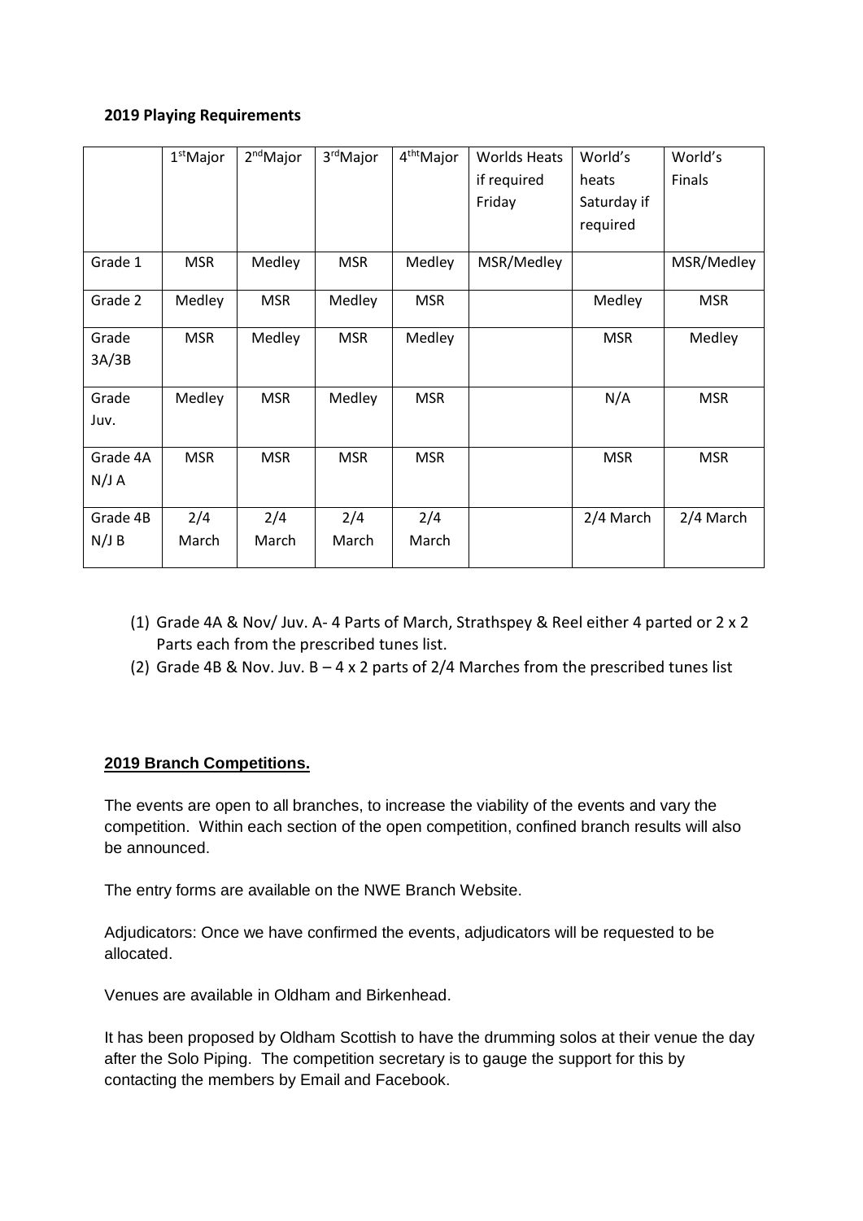**2019 Playing Requirements**

| | 1st Major | 2nd Major | 3rd Major | 4tht Major | Worlds Heats if required Friday | World's heats Saturday if required | World's Finals |
|---|---|---|---|---|---|---|---|
| Grade 1 | MSR | Medley | MSR | Medley | MSR/Medley | | MSR/Medley |
| Grade 2 | Medley | MSR | Medley | MSR | | Medley | MSR |
| Grade 3A/3B | MSR | Medley | MSR | Medley | | MSR | Medley |
| Grade Juv. | Medley | MSR | Medley | MSR | | N/A | MSR |
| Grade 4A N/J A | MSR | MSR | MSR | MSR | | MSR | MSR |
| Grade 4B N/J B | 2/4 March | 2/4 March | 2/4 March | 2/4 March | | 2/4 March | 2/4 March |

(1) Grade 4A & Nov/ Juv. A- 4 Parts of March, Strathspey & Reel either 4 parted or 2 x 2 Parts each from the prescribed tunes list.
(2) Grade 4B & Nov. Juv. B – 4 x 2 parts of 2/4 Marches from the prescribed tunes list

**2019 Branch Competitions.**

The events are open to all branches, to increase the viability of the events and vary the competition. Within each section of the open competition, confined branch results will also be announced.

The entry forms are available on the NWE Branch Website.

Adjudicators: Once we have confirmed the events, adjudicators will be requested to be allocated.

Venues are available in Oldham and Birkenhead.

It has been proposed by Oldham Scottish to have the drumming solos at their venue the day after the Solo Piping. The competition secretary is to gauge the support for this by contacting the members by Email and Facebook.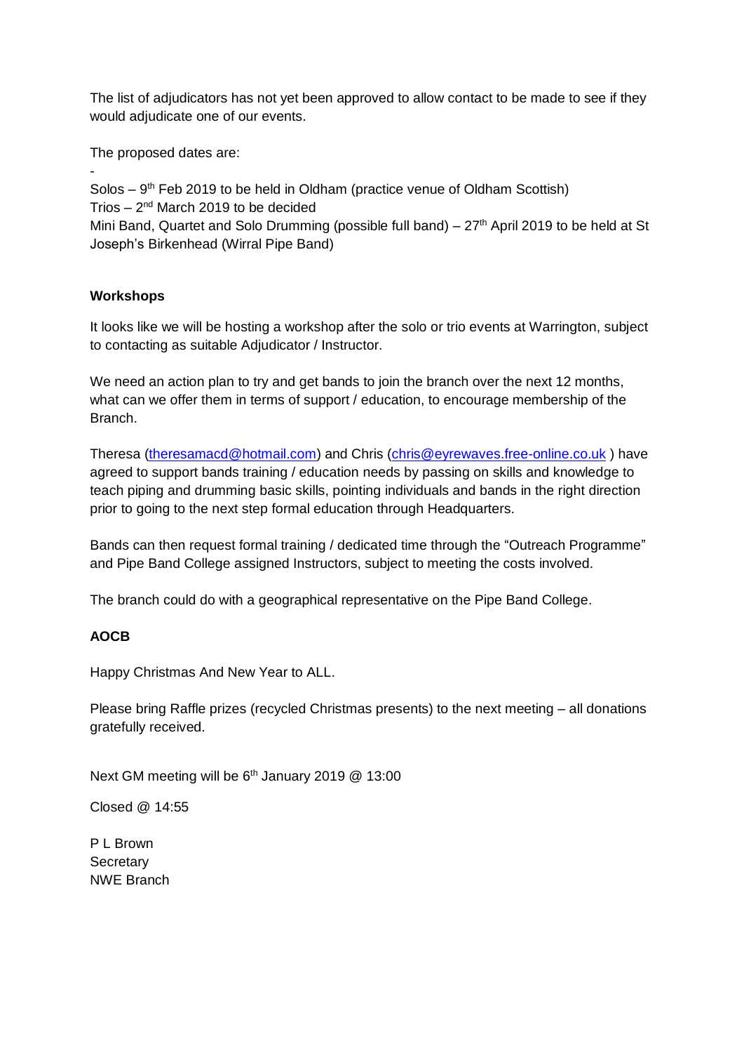The list of adjudicators has not yet been approved to allow contact to be made to see if they would adjudicate one of our events.

The proposed dates are:

-

Solos – 9th Feb 2019 to be held in Oldham (practice venue of Oldham Scottish)
Trios – 2nd March 2019 to be decided
Mini Band, Quartet and Solo Drumming (possible full band) – 27th April 2019 to be held at St Joseph's Birkenhead (Wirral Pipe Band)

**Workshops**

It looks like we will be hosting a workshop after the solo or trio events at Warrington, subject to contacting as suitable Adjudicator / Instructor.

We need an action plan to try and get bands to join the branch over the next 12 months, what can we offer them in terms of support / education, to encourage membership of the Branch.

Theresa (theresamacd@hotmail.com) and Chris (chris@eyrewaves.free-online.co.uk ) have agreed to support bands training / education needs by passing on skills and knowledge to teach piping and drumming basic skills, pointing individuals and bands in the right direction prior to going to the next step formal education through Headquarters.

Bands can then request formal training / dedicated time through the "Outreach Programme" and Pipe Band College assigned Instructors, subject to meeting the costs involved.

The branch could do with a geographical representative on the Pipe Band College.

**AOCB**

Happy Christmas And New Year to ALL.

Please bring Raffle prizes (recycled Christmas presents) to the next meeting – all donations gratefully received.

Next GM meeting will be 6th January 2019 @ 13:00

Closed @ 14:55

P L Brown
Secretary
NWE Branch